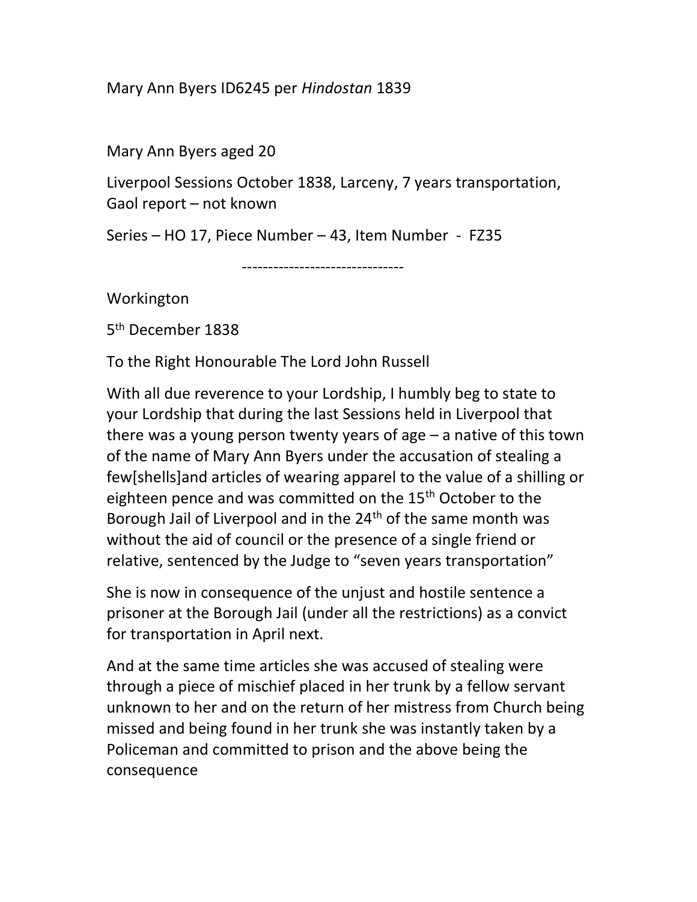Mary Ann Byers ID6245 per *Hindostan* 1839

Mary Ann Byers aged 20

Liverpool Sessions October 1838, Larceny, 7 years transportation, Gaol report – not known

Series – HO 17, Piece Number – 43, Item Number - FZ35

-------------------------------

Workington

5th December 1838

To the Right Honourable The Lord John Russell

With all due reverence to your Lordship, I humbly beg to state to your Lordship that during the last Sessions held in Liverpool that there was a young person twenty years of age – a native of this town of the name of Mary Ann Byers under the accusation of stealing a few[shells]and articles of wearing apparel to the value of a shilling or eighteen pence and was committed on the 15th October to the Borough Jail of Liverpool and in the 24th of the same month was without the aid of council or the presence of a single friend or relative, sentenced by the Judge to "seven years transportation"

She is now in consequence of the unjust and hostile sentence a prisoner at the Borough Jail (under all the restrictions) as a convict for transportation in April next.

And at the same time articles she was accused of stealing were through a piece of mischief placed in her trunk by a fellow servant unknown to her and on the return of her mistress from Church being missed and being found in her trunk she was instantly taken by a Policeman and committed to prison and the above being the consequence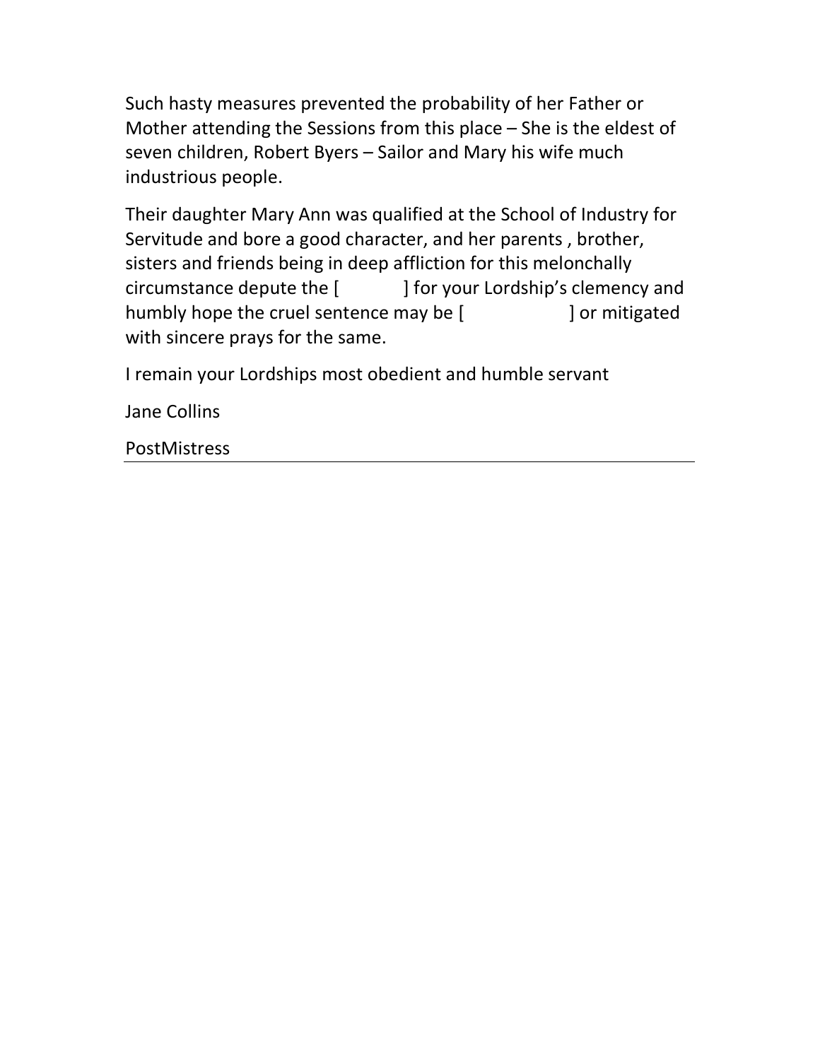Such hasty measures prevented the probability of her Father or Mother attending the Sessions from this place – She is the eldest of seven children, Robert Byers – Sailor and Mary his wife much industrious people.

Their daughter Mary Ann was qualified at the School of Industry for Servitude and bore a good character, and her parents , brother, sisters and friends being in deep affliction for this melonchally circumstance depute the [ ] for your Lordship's clemency and humbly hope the cruel sentence may be [ ] or mitigated with sincere prays for the same.

I remain your Lordships most obedient and humble servant

Jane Collins

PostMistress

---